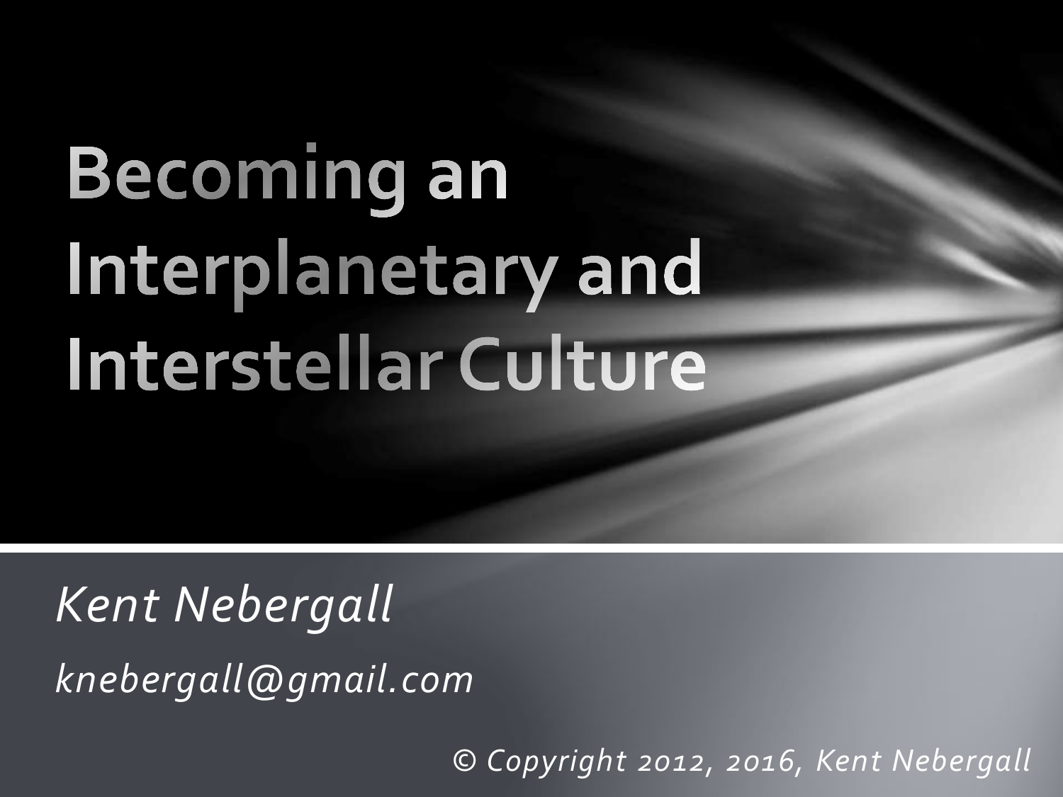# Becoming an Interplanetary and Interstellar Culture

*Kent Nebergall*

*knebergall@gmail.com*

*© Copyright 2012, 2016, Kent Nebergall*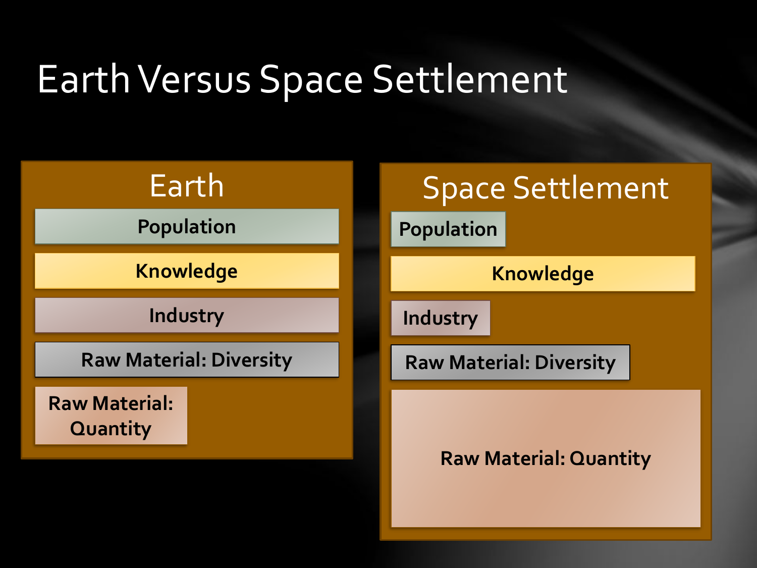# Earth Versus Space Settlement

## Earth

- Population
- Knowledge
- Industry
- Raw Material: Diversity
- Raw Material: Quantity

## Space Settlement

- Population
- Knowledge
- Industry
- Raw Material: Diversity
- Raw Material: Quantity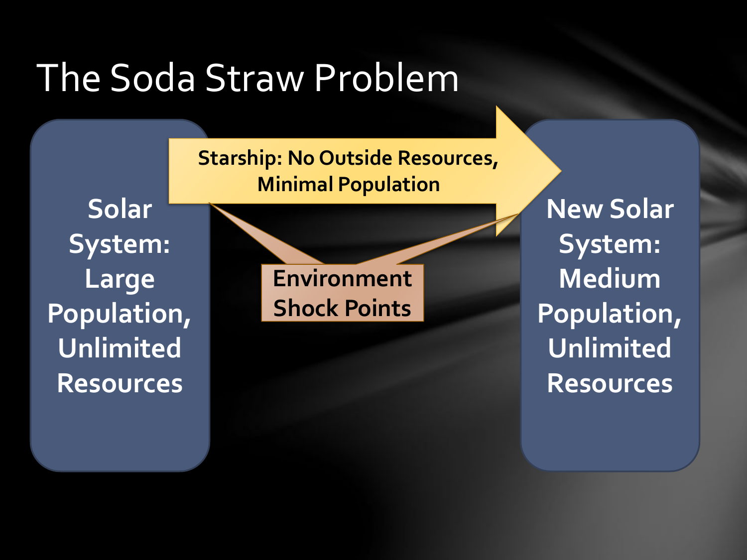# The Soda Straw Problem

Solar System: Large Population, Unlimited Resources

Starship: No Outside Resources, Minimal Population

New Solar System: Medium Population, Unlimited Resources

Environment Shock Points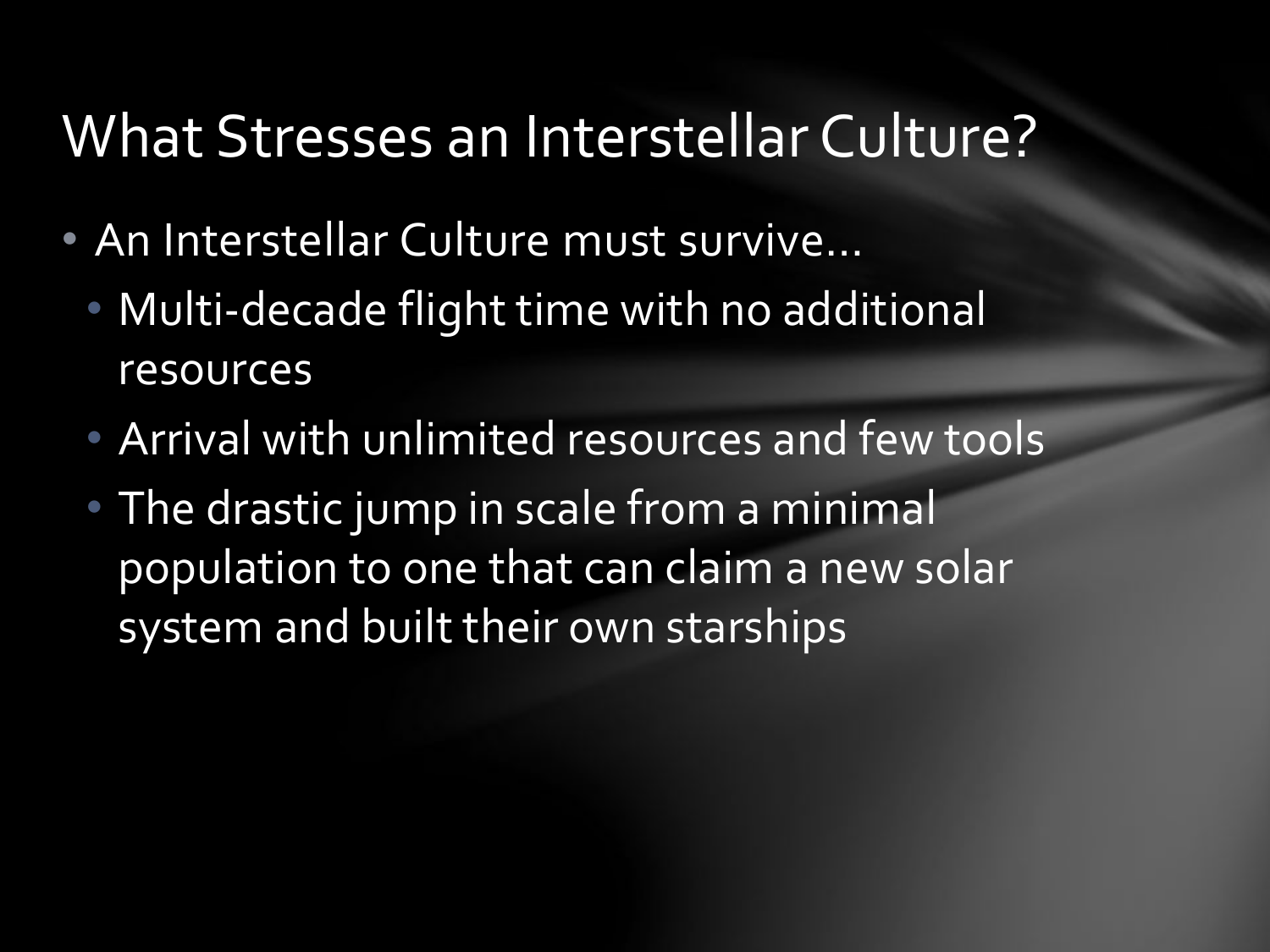# What Stresses an Interstellar Culture?

- An Interstellar Culture must survive…
  - Multi-decade flight time with no additional resources
  - Arrival with unlimited resources and few tools
  - The drastic jump in scale from a minimal population to one that can claim a new solar system and built their own starships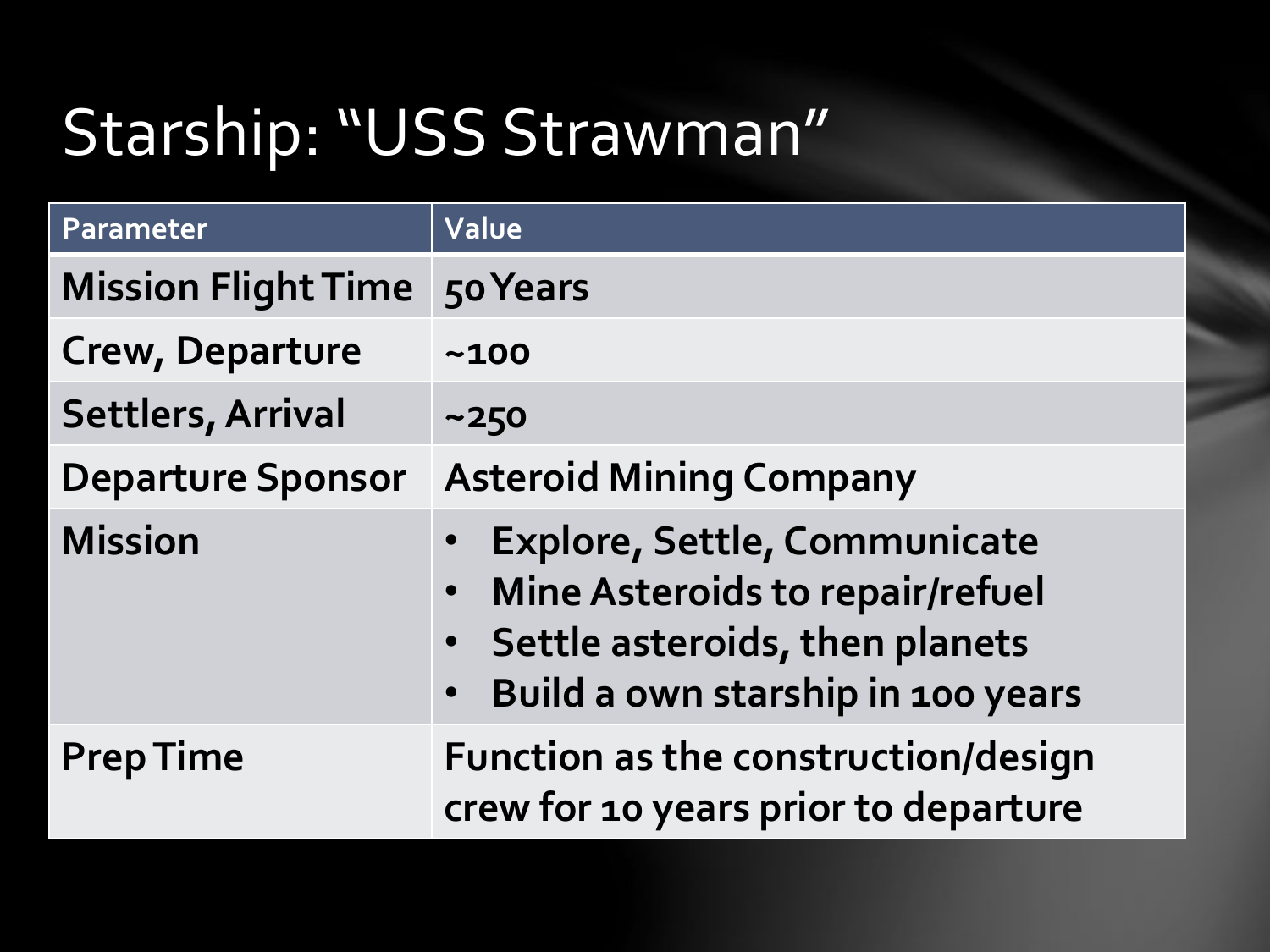# Starship: "USS Strawman"

| Parameter | Value |
| --- | --- |
| Mission Flight Time | 50 Years |
| Crew, Departure | ~100 |
| Settlers, Arrival | ~250 |
| Departure Sponsor | Asteroid Mining Company |
| Mission | • Explore, Settle, Communicate<br>• Mine Asteroids to repair/refuel<br>• Settle asteroids, then planets<br>• Build a own starship in 100 years |
| Prep Time | Function as the construction/design crew for 10 years prior to departure |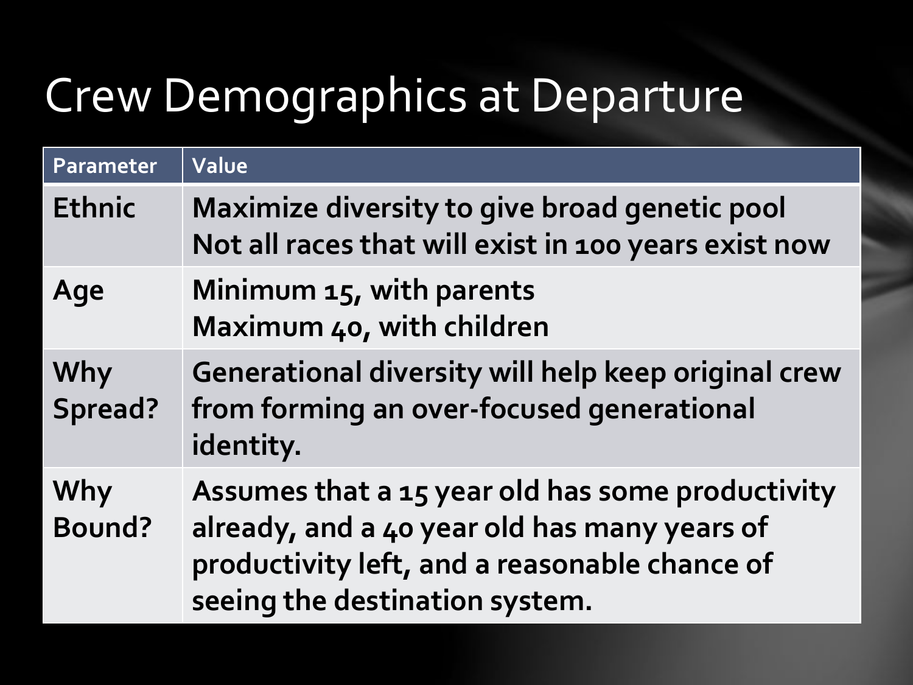# Crew Demographics at Departure

| Parameter | Value |
| --- | --- |
| **Ethnic** | **Maximize diversity to give broad genetic pool**<br>**Not all races that will exist in 100 years exist now** |
| **Age** | **Minimum 15, with parents**<br>**Maximum 40, with children** |
| **Why Spread?** | **Generational diversity will help keep original crew from forming an over-focused generational identity.** |
| **Why Bound?** | **Assumes that a 15 year old has some productivity already, and a 40 year old has many years of productivity left, and a reasonable chance of seeing the destination system.** |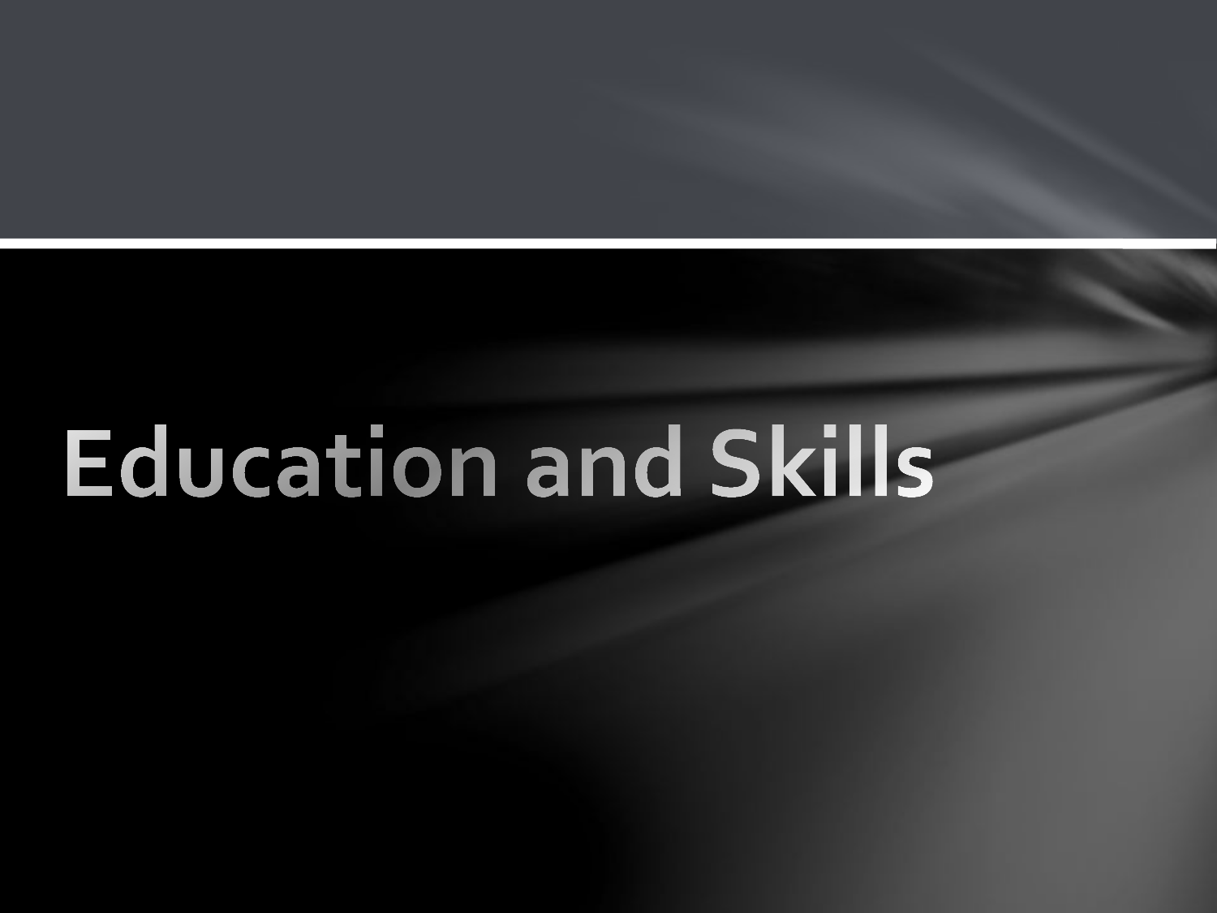# Education and Skills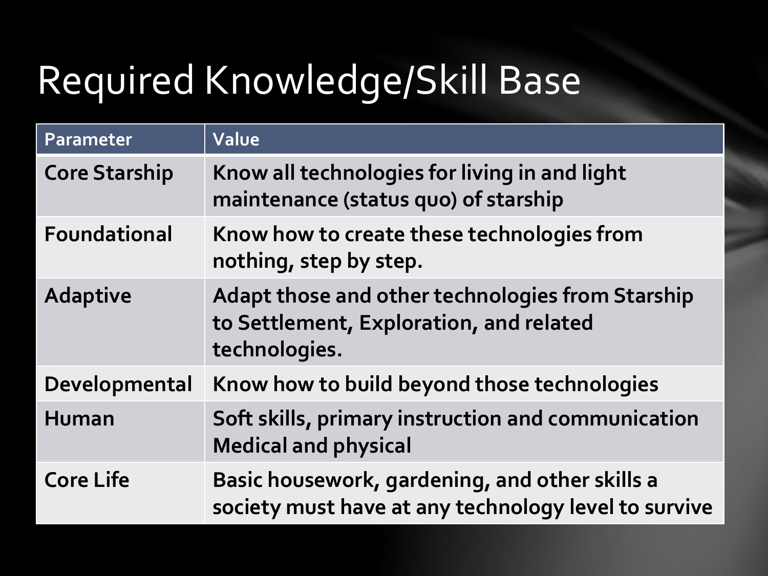# Required Knowledge/Skill Base

| Parameter | Value |
|---|---|
| Core Starship | Know all technologies for living in and light maintenance (status quo) of starship |
| Foundational | Know how to create these technologies from nothing, step by step. |
| Adaptive | Adapt those and other technologies from Starship to Settlement, Exploration, and related technologies. |
| Developmental | Know how to build beyond those technologies |
| Human | Soft skills, primary instruction and communication Medical and physical |
| Core Life | Basic housework, gardening, and other skills a society must have at any technology level to survive |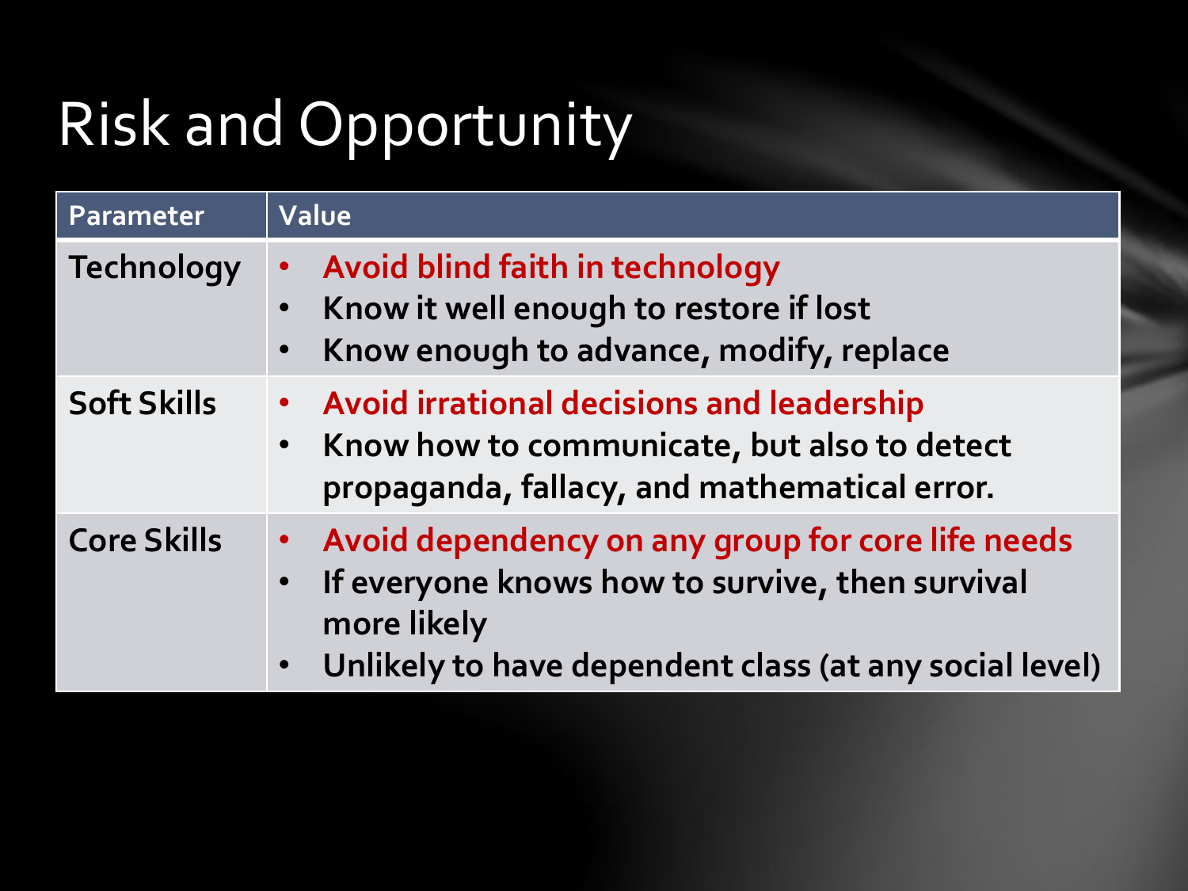# Risk and Opportunity

| Parameter | Value |
| --- | --- |
| Technology | • Avoid blind faith in technology<br>• Know it well enough to restore if lost<br>• Know enough to advance, modify, replace |
| Soft Skills | • Avoid irrational decisions and leadership<br>• Know how to communicate, but also to detect propaganda, fallacy, and mathematical error. |
| Core Skills | • Avoid dependency on any group for core life needs<br>• If everyone knows how to survive, then survival more likely<br>• Unlikely to have dependent class (at any social level) |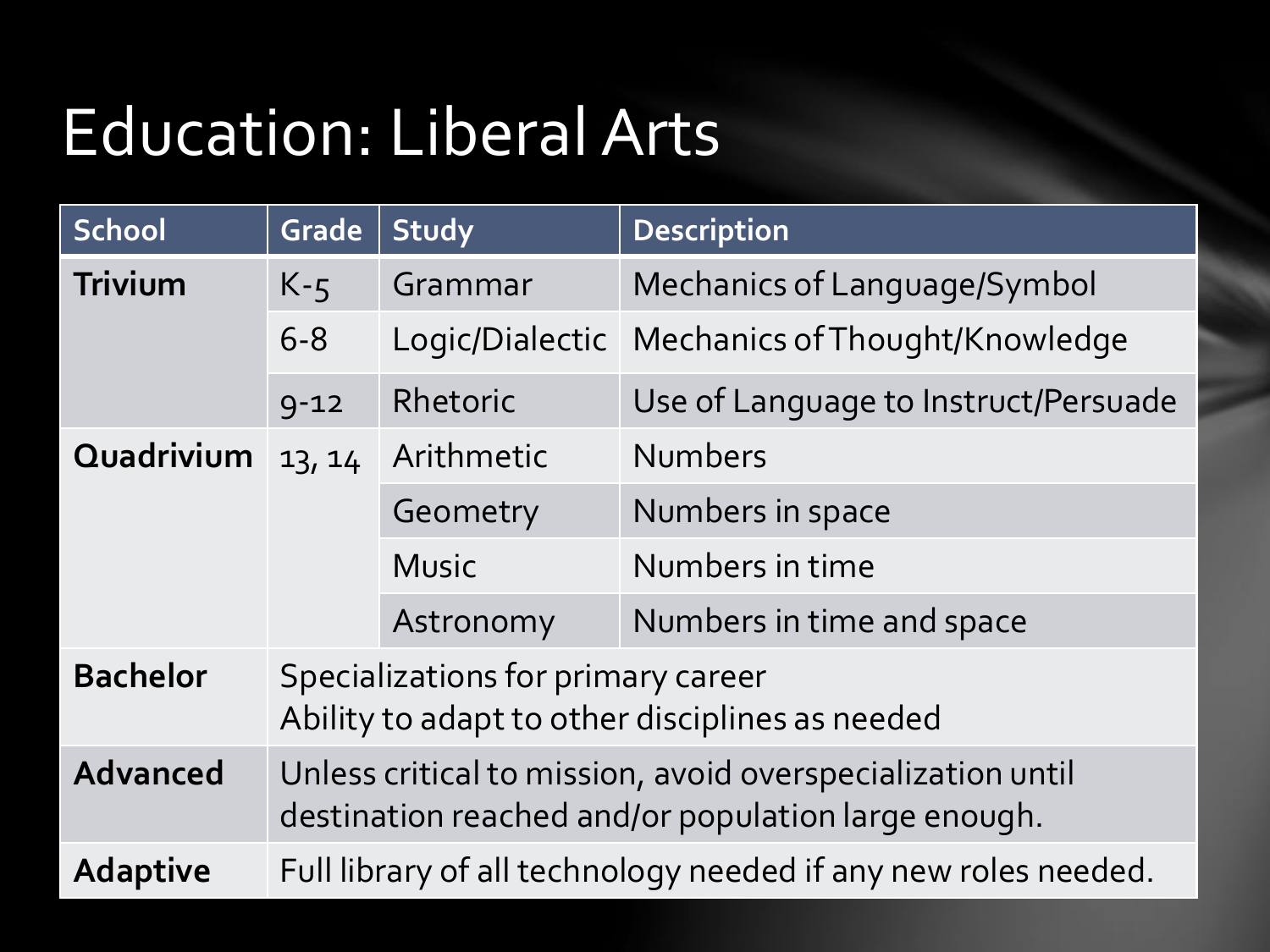# Education: Liberal Arts

| School | Grade | Study | Description |
|---|---|---|---|
| **Trivium** | K-5 | Grammar | Mechanics of Language/Symbol |
| | 6-8 | Logic/Dialectic | Mechanics of Thought/Knowledge |
| | 9-12 | Rhetoric | Use of Language to Instruct/Persuade |
| **Quadrivium** | 13, 14 | Arithmetic | Numbers |
| | | Geometry | Numbers in space |
| | | Music | Numbers in time |
| | | Astronomy | Numbers in time and space |
| **Bachelor** | Specializations for primary career<br>Ability to adapt to other disciplines as needed | | |
| **Advanced** | Unless critical to mission, avoid overspecialization until destination reached and/or population large enough. | | |
| **Adaptive** | Full library of all technology needed if any new roles needed. | | |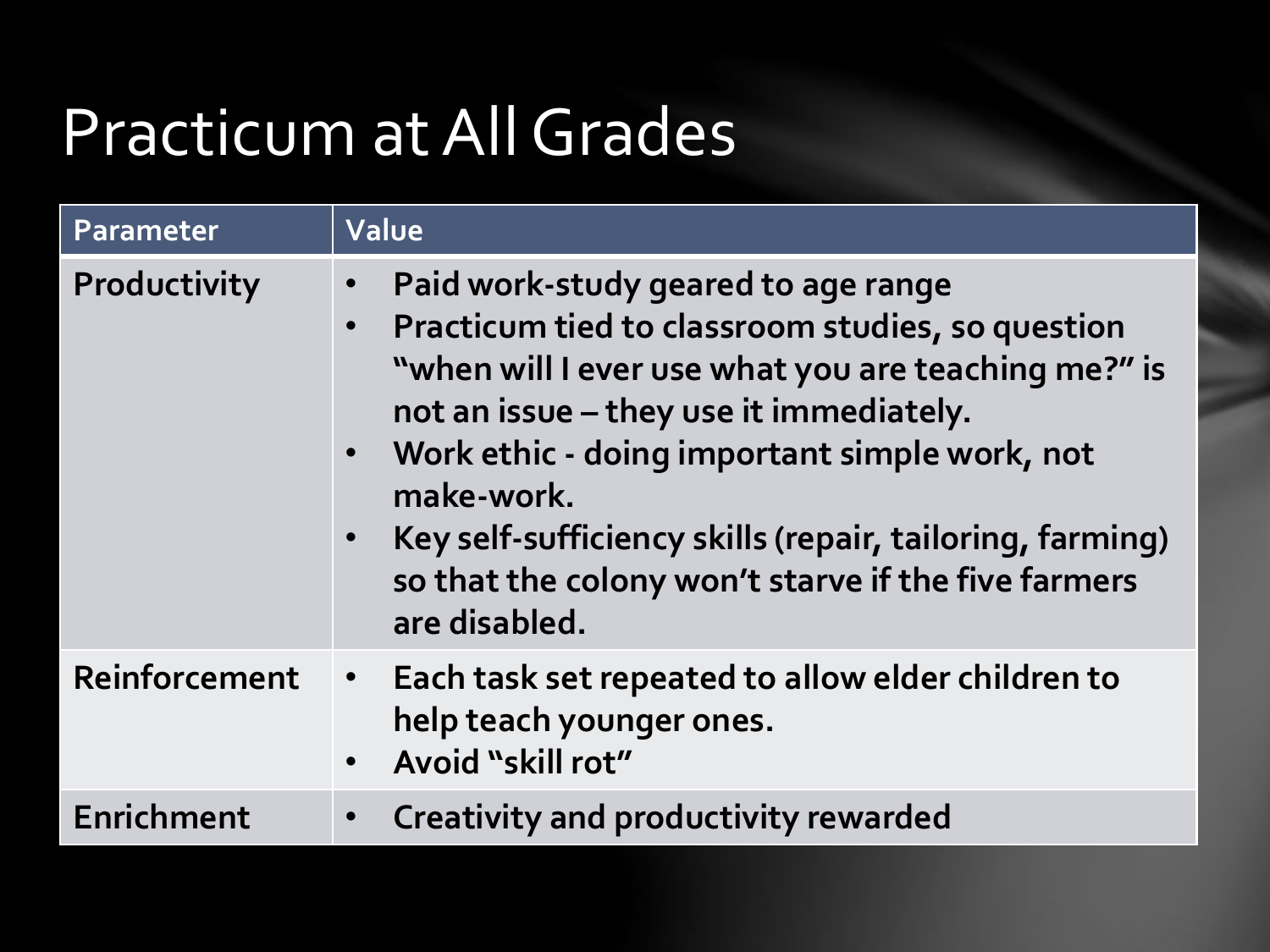# Practicum at All Grades

| Parameter | Value |
|---|---|
| Productivity | • Paid work-study geared to age range<br>• Practicum tied to classroom studies, so question "when will I ever use what you are teaching me?" is not an issue – they use it immediately.<br>• Work ethic - doing important simple work, not make-work.<br>• Key self-sufficiency skills (repair, tailoring, farming) so that the colony won't starve if the five farmers are disabled. |
| Reinforcement | • Each task set repeated to allow elder children to help teach younger ones.<br>• Avoid "skill rot" |
| Enrichment | • Creativity and productivity rewarded |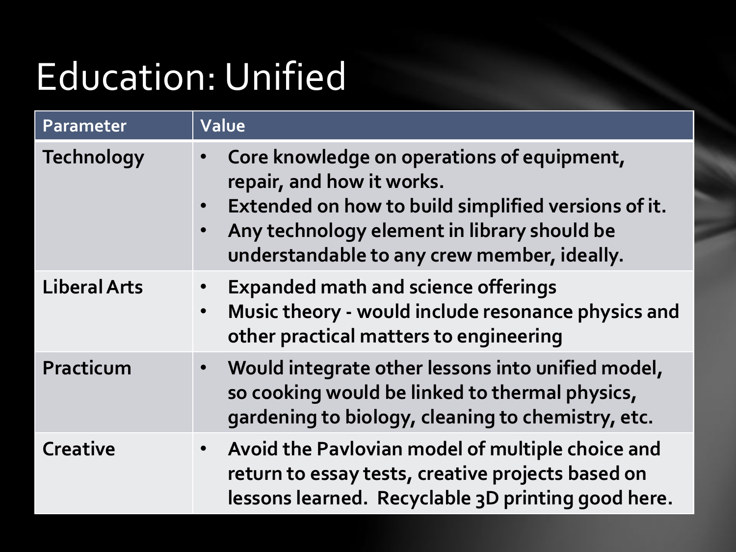# Education: Unified

| Parameter | Value |
|---|---|
| Technology | • Core knowledge on operations of equipment, repair, and how it works.<br>• Extended on how to build simplified versions of it.<br>• Any technology element in library should be understandable to any crew member, ideally. |
| Liberal Arts | • Expanded math and science offerings<br>• Music theory - would include resonance physics and other practical matters to engineering |
| Practicum | • Would integrate other lessons into unified model, so cooking would be linked to thermal physics, gardening to biology, cleaning to chemistry, etc. |
| Creative | • Avoid the Pavlovian model of multiple choice and return to essay tests, creative projects based on lessons learned. Recyclable 3D printing good here. |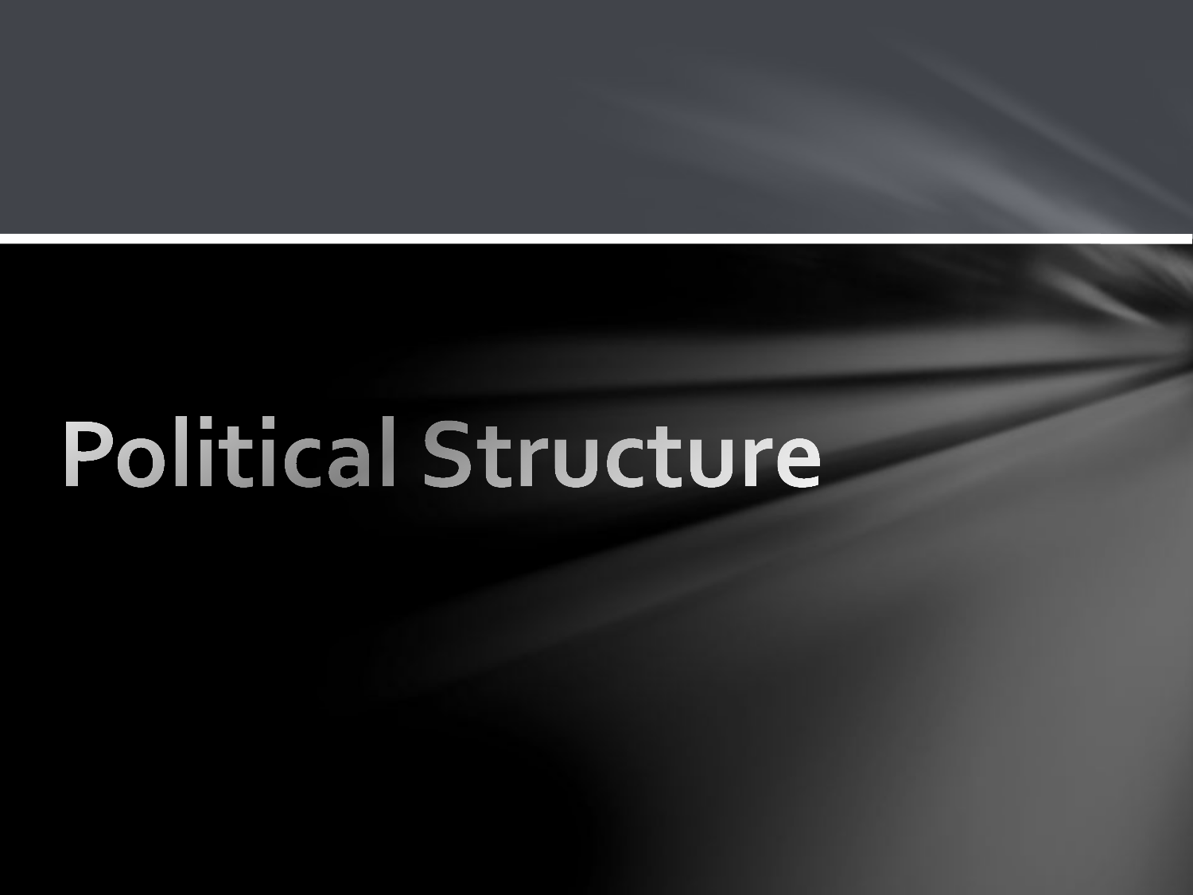# Political Structure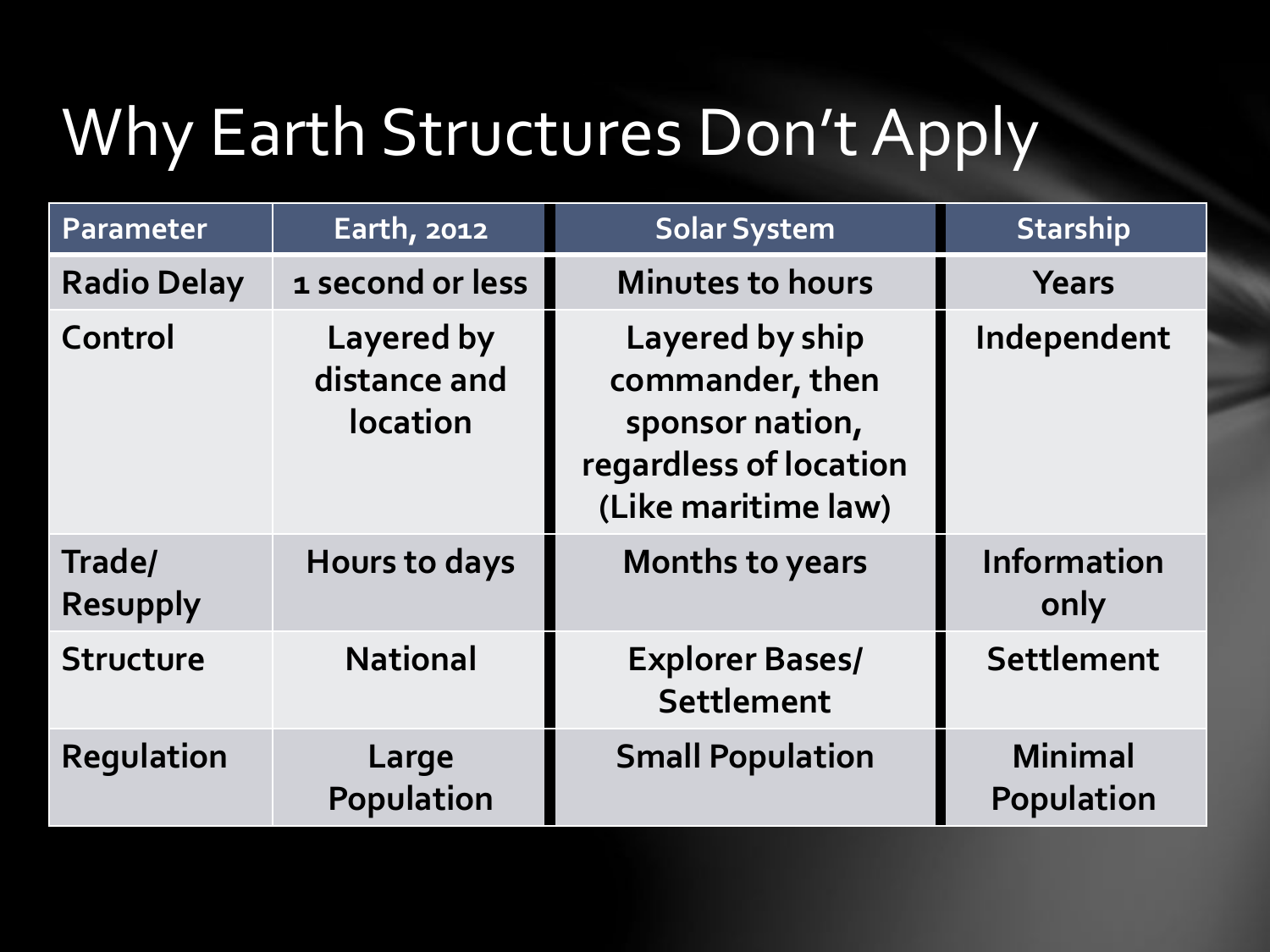# Why Earth Structures Don't Apply

| Parameter | Earth, 2012 | Solar System | Starship |
|---|---|---|---|
| Radio Delay | 1 second or less | Minutes to hours | Years |
| Control | Layered by distance and location | Layered by ship commander, then sponsor nation, regardless of location (Like maritime law) | Independent |
| Trade/ Resupply | Hours to days | Months to years | Information only |
| Structure | National | Explorer Bases/ Settlement | Settlement |
| Regulation | Large Population | Small Population | Minimal Population |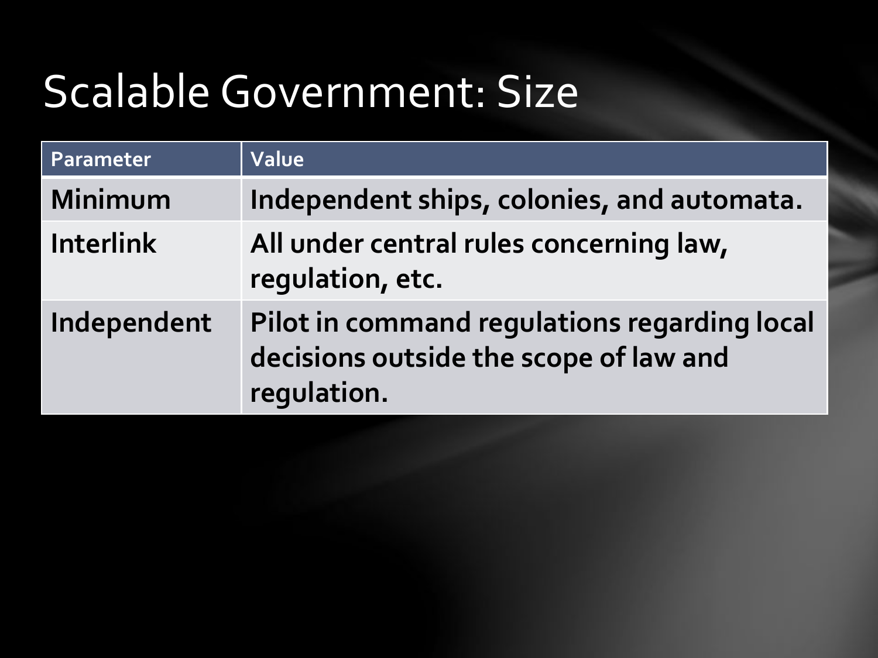# Scalable Government: Size

| Parameter | Value |
|---|---|
| **Minimum** | **Independent ships, colonies, and automata.** |
| **Interlink** | **All under central rules concerning law, regulation, etc.** |
| **Independent** | **Pilot in command regulations regarding local decisions outside the scope of law and regulation.** |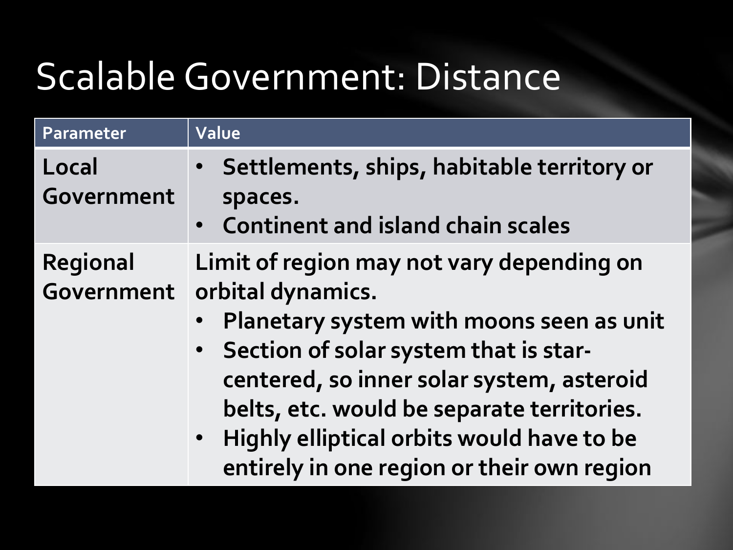# Scalable Government: Distance

| Parameter | Value |
|---|---|
| **Local Government** | • **Settlements, ships, habitable territory or spaces.**<br>• **Continent and island chain scales** |
| **Regional Government** | **Limit of region may not vary depending on orbital dynamics.**<br>• **Planetary system with moons seen as unit**<br>• **Section of solar system that is star-centered, so inner solar system, asteroid belts, etc. would be separate territories.**<br>• **Highly elliptical orbits would have to be entirely in one region or their own region** |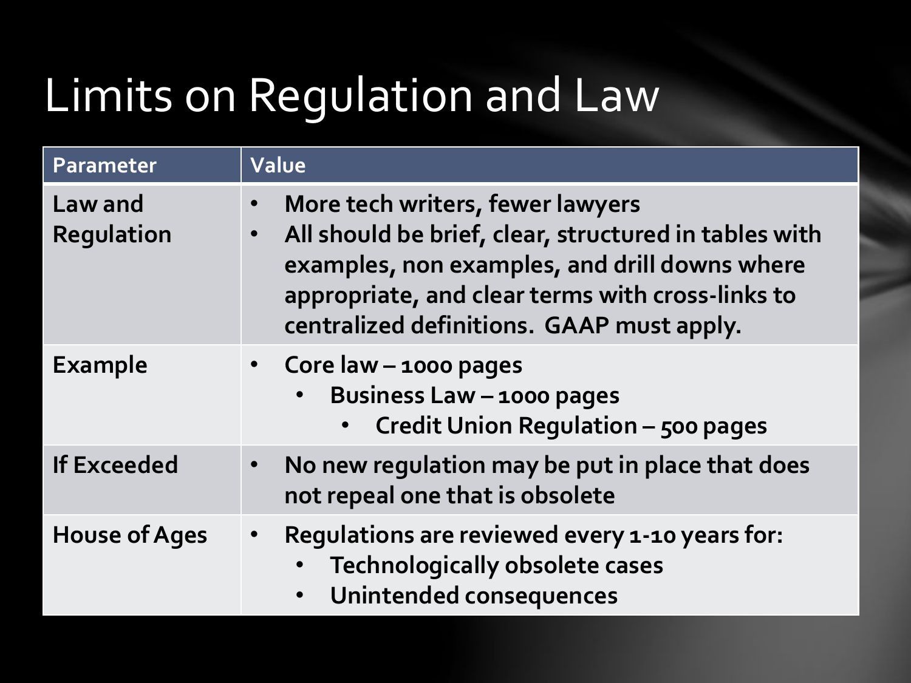# Limits on Regulation and Law

| Parameter | Value |
| --- | --- |
| Law and Regulation | • More tech writers, fewer lawyers<br>• All should be brief, clear, structured in tables with examples, non examples, and drill downs where appropriate, and clear terms with cross-links to centralized definitions. GAAP must apply. |
| Example | • Core law – 1000 pages<br>&nbsp;&nbsp;&nbsp;&nbsp;• Business Law – 1000 pages<br>&nbsp;&nbsp;&nbsp;&nbsp;&nbsp;&nbsp;&nbsp;&nbsp;• Credit Union Regulation – 500 pages |
| If Exceeded | • No new regulation may be put in place that does not repeal one that is obsolete |
| House of Ages | • Regulations are reviewed every 1-10 years for:<br>&nbsp;&nbsp;&nbsp;&nbsp;• Technologically obsolete cases<br>&nbsp;&nbsp;&nbsp;&nbsp;• Unintended consequences |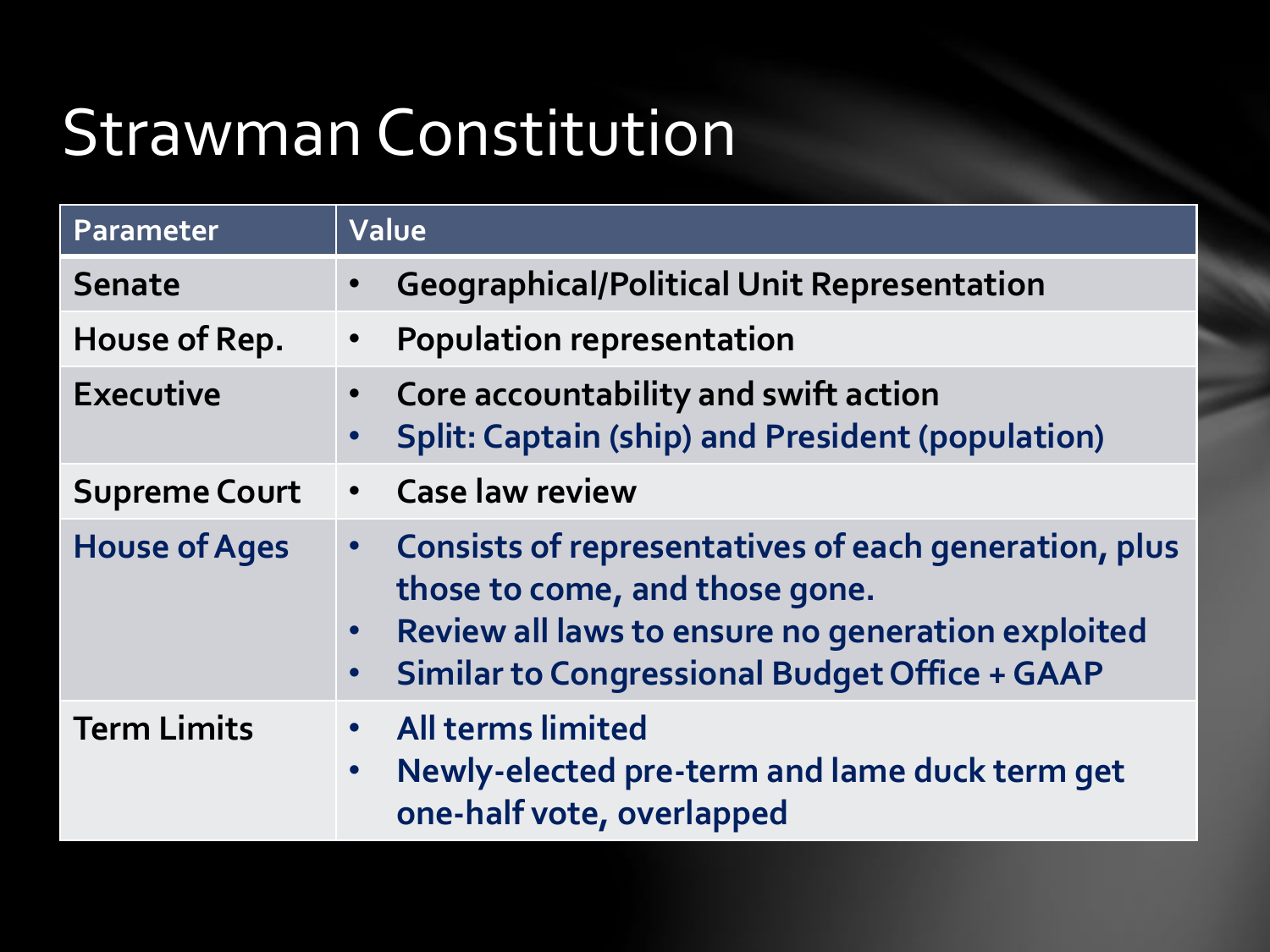# Strawman Constitution

| Parameter | Value |
| --- | --- |
| Senate | • Geographical/Political Unit Representation |
| House of Rep. | • Population representation |
| Executive | • Core accountability and swift action<br>• Split: Captain (ship) and President (population) |
| Supreme Court | • Case law review |
| House of Ages | • Consists of representatives of each generation, plus those to come, and those gone.<br>• Review all laws to ensure no generation exploited<br>• Similar to Congressional Budget Office + GAAP |
| Term Limits | • All terms limited<br>• Newly-elected pre-term and lame duck term get one-half vote, overlapped |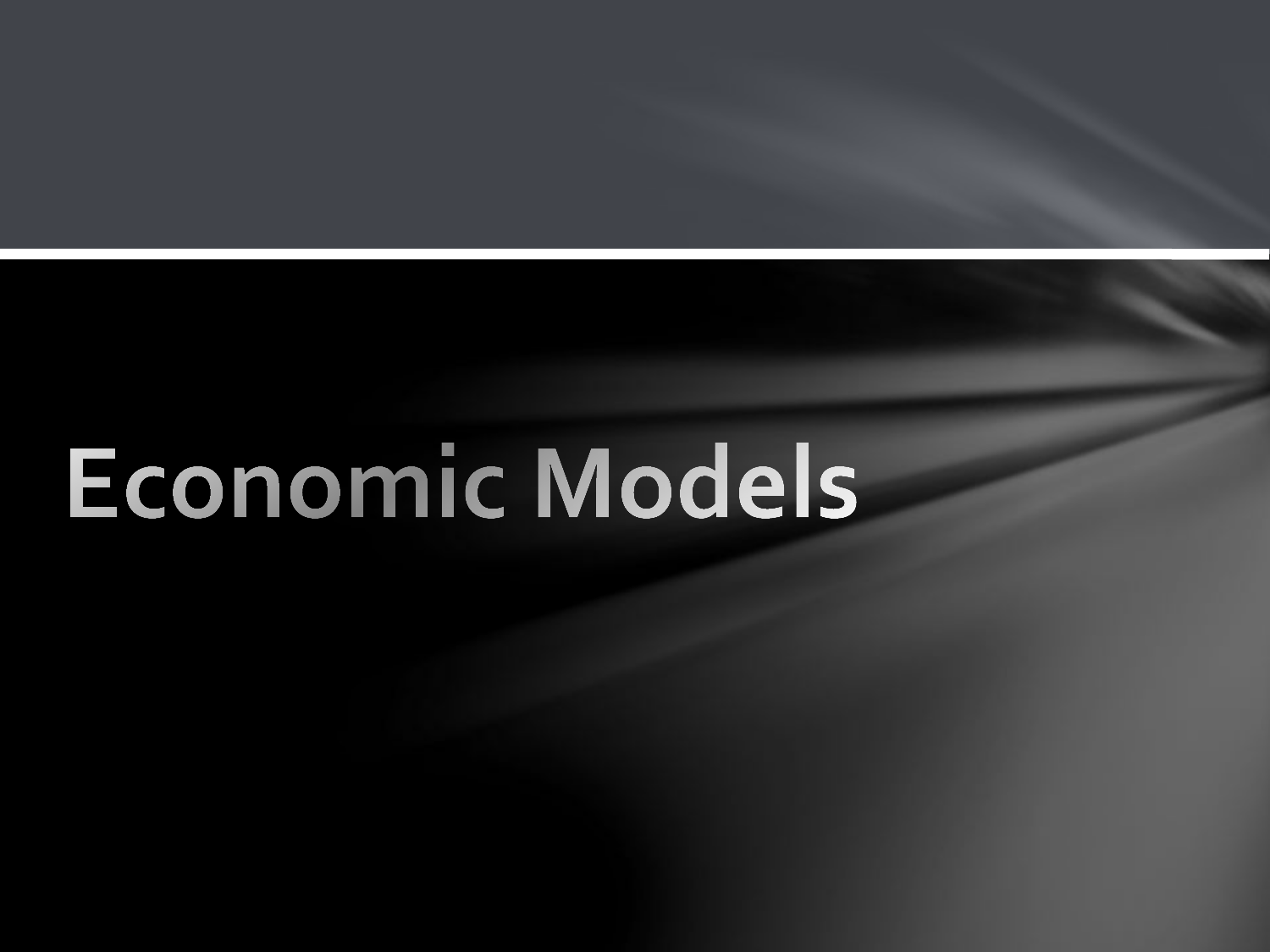# Economic Models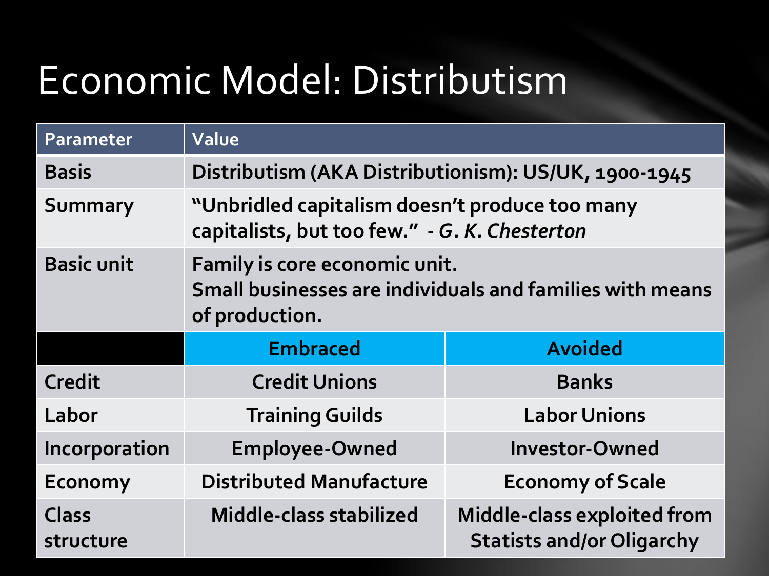# Economic Model: Distributism

| Parameter | Value | |
|---|---|---|
| Basis | Distributism (AKA Distributionism): US/UK, 1900-1945 | |
| Summary | "Unbridled capitalism doesn't produce too many capitalists, but too few." - *G. K. Chesterton* | |
| Basic unit | Family is core economic unit. Small businesses are individuals and families with means of production. | |
| | **Embraced** | **Avoided** |
| Credit | Credit Unions | Banks |
| Labor | Training Guilds | Labor Unions |
| Incorporation | Employee-Owned | Investor-Owned |
| Economy | Distributed Manufacture | Economy of Scale |
| Class structure | Middle-class stabilized | Middle-class exploited from Statists and/or Oligarchy |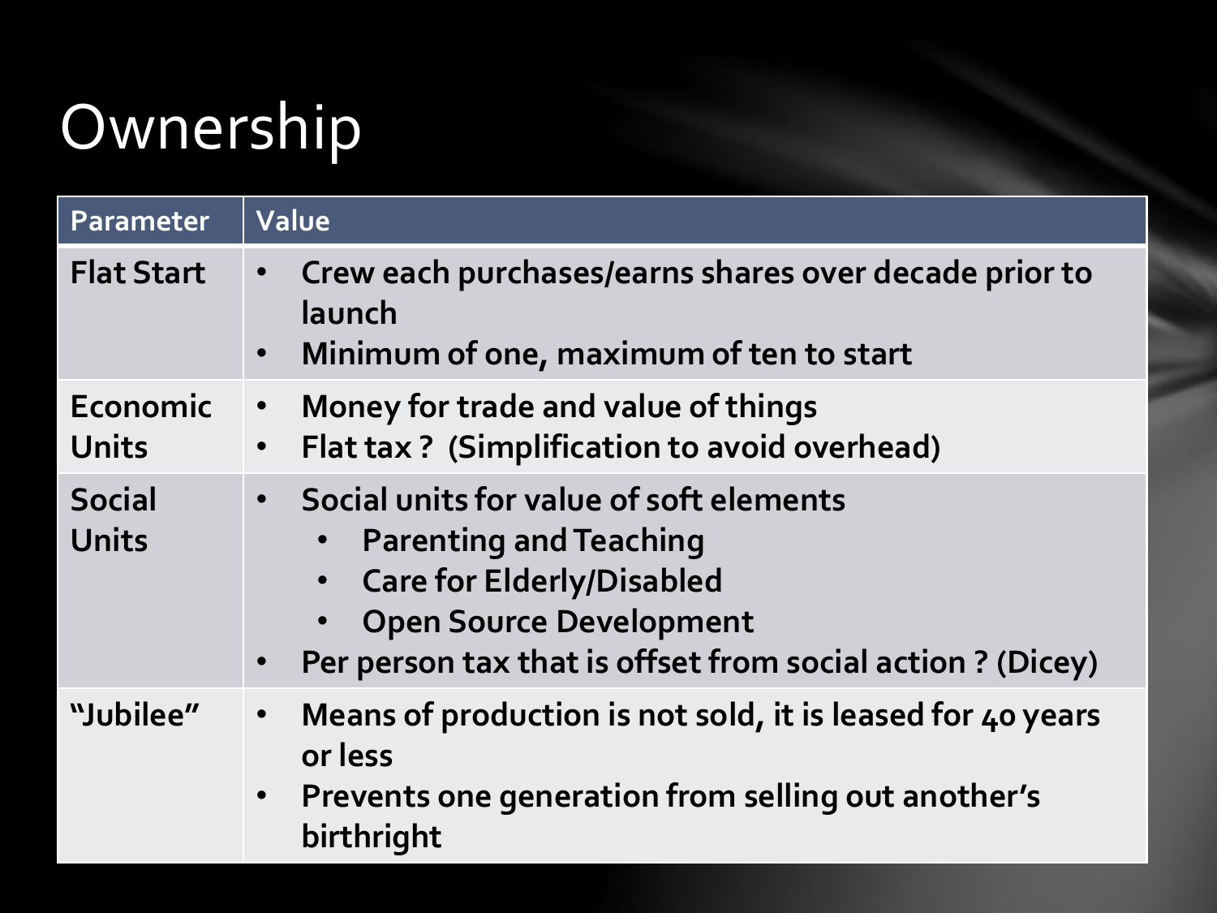# Ownership

| Parameter | Value |
| --- | --- |
| Flat Start | • Crew each purchases/earns shares over decade prior to launch<br>• Minimum of one, maximum of ten to start |
| Economic Units | • Money for trade and value of things<br>• Flat tax ? (Simplification to avoid overhead) |
| Social Units | • Social units for value of soft elements<br>  • Parenting and Teaching<br>  • Care for Elderly/Disabled<br>  • Open Source Development<br>• Per person tax that is offset from social action ? (Dicey) |
| "Jubilee" | • Means of production is not sold, it is leased for 40 years or less<br>• Prevents one generation from selling out another's birthright |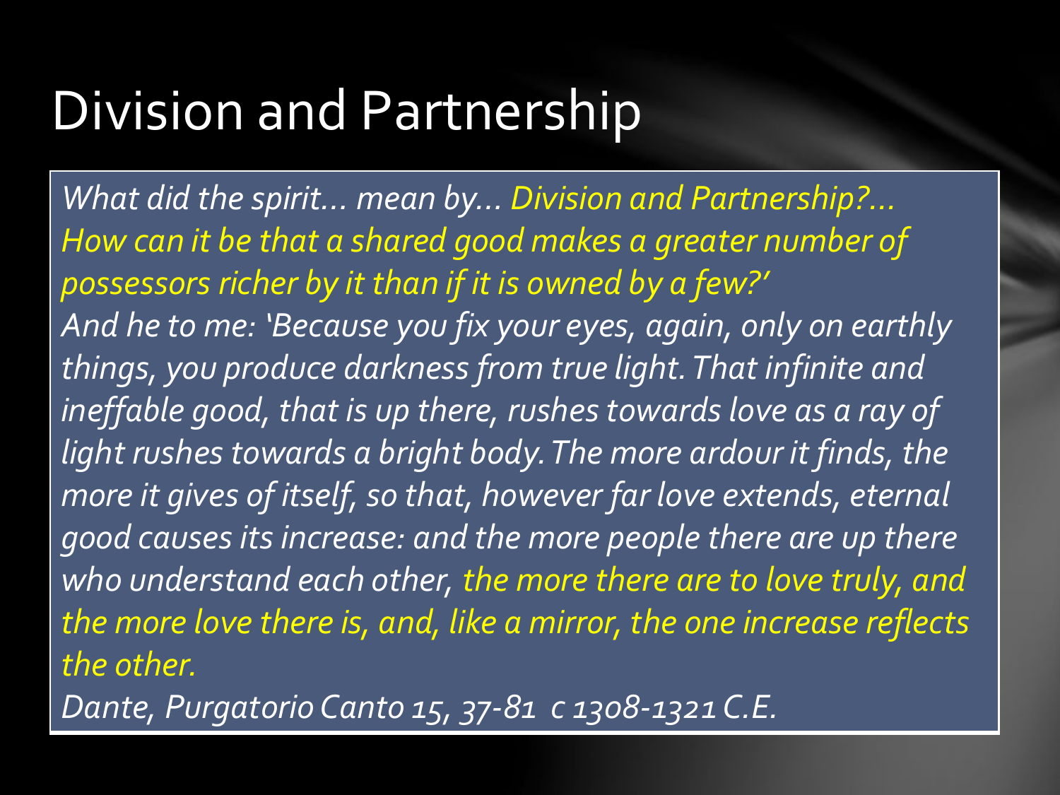# Division and Partnership

*What did the spirit… mean by… Division and Partnership?… How can it be that a shared good makes a greater number of possessors richer by it than if it is owned by a few?'*
*And he to me: 'Because you fix your eyes, again, only on earthly things, you produce darkness from true light. That infinite and ineffable good, that is up there, rushes towards love as a ray of light rushes towards a bright body. The more ardour it finds, the more it gives of itself, so that, however far love extends, eternal good causes its increase: and the more people there are up there who understand each other, the more there are to love truly, and the more love there is, and, like a mirror, the one increase reflects the other.*
*Dante, Purgatorio Canto 15, 37-81 c 1308-1321 C.E.*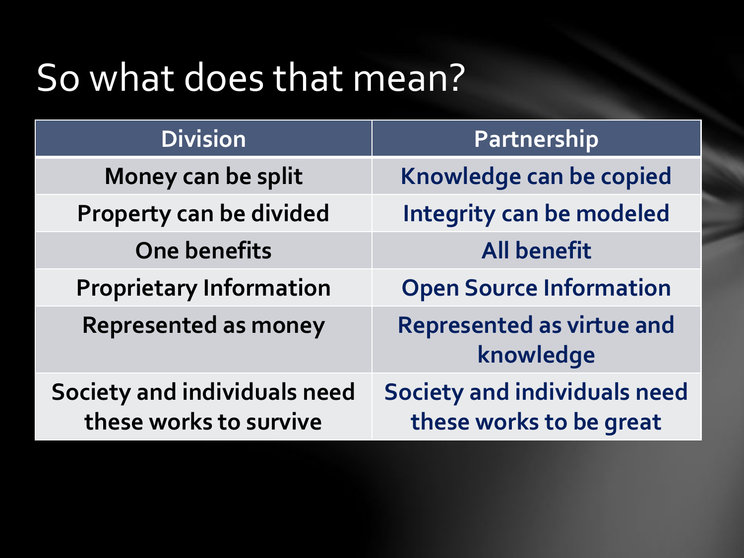# So what does that mean?

| Division | Partnership |
|---|---|
| Money can be split | Knowledge can be copied |
| Property can be divided | Integrity can be modeled |
| One benefits | All benefit |
| Proprietary Information | Open Source Information |
| Represented as money | Represented as virtue and knowledge |
| Society and individuals need these works to survive | Society and individuals need these works to be great |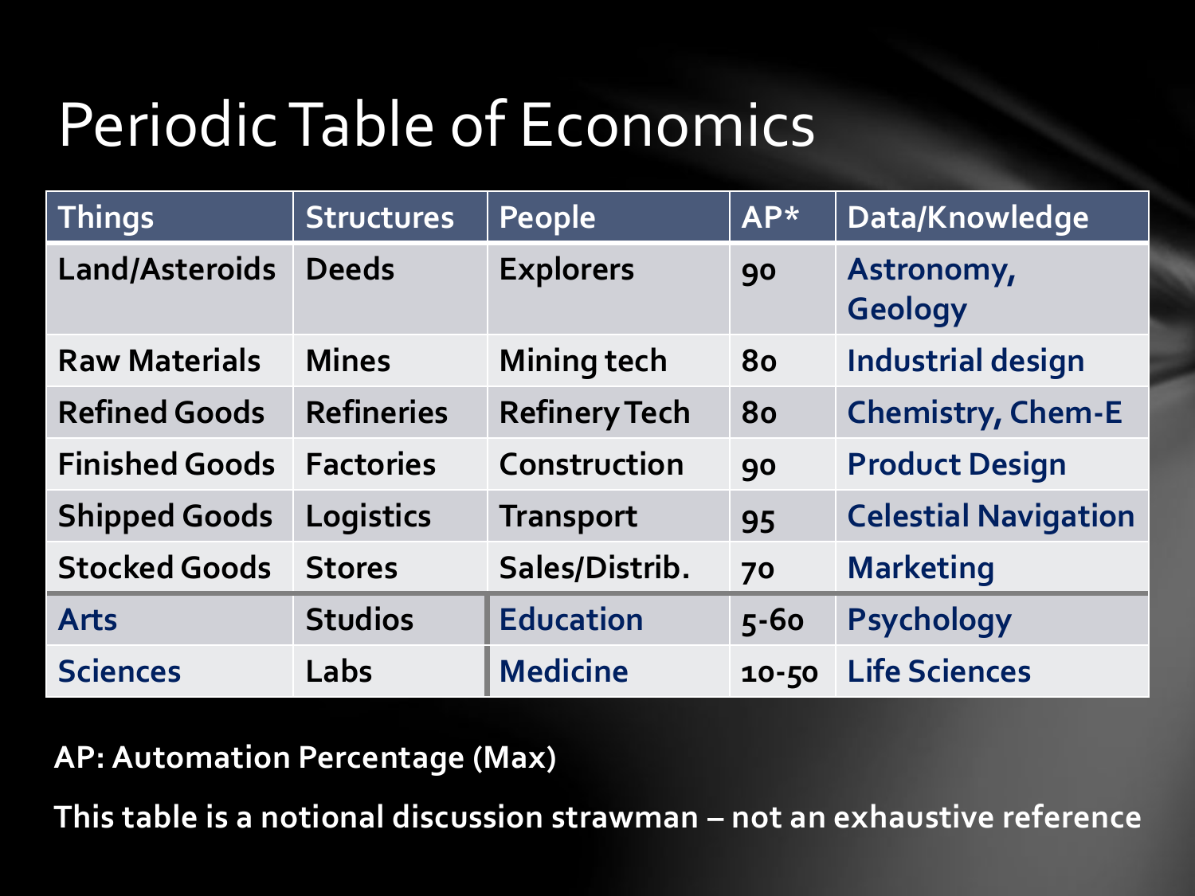# Periodic Table of Economics

| Things | Structures | People | AP* | Data/Knowledge |
| --- | --- | --- | --- | --- |
| Land/Asteroids | Deeds | Explorers | 90 | Astronomy, Geology |
| Raw Materials | Mines | Mining tech | 80 | Industrial design |
| Refined Goods | Refineries | Refinery Tech | 80 | Chemistry, Chem-E |
| Finished Goods | Factories | Construction | 90 | Product Design |
| Shipped Goods | Logistics | Transport | 95 | Celestial Navigation |
| Stocked Goods | Stores | Sales/Distrib. | 70 | Marketing |
| Arts | Studios | Education | 5-60 | Psychology |
| Sciences | Labs | Medicine | 10-50 | Life Sciences |

**AP: Automation Percentage (Max)**

**This table is a notional discussion strawman – not an exhaustive reference**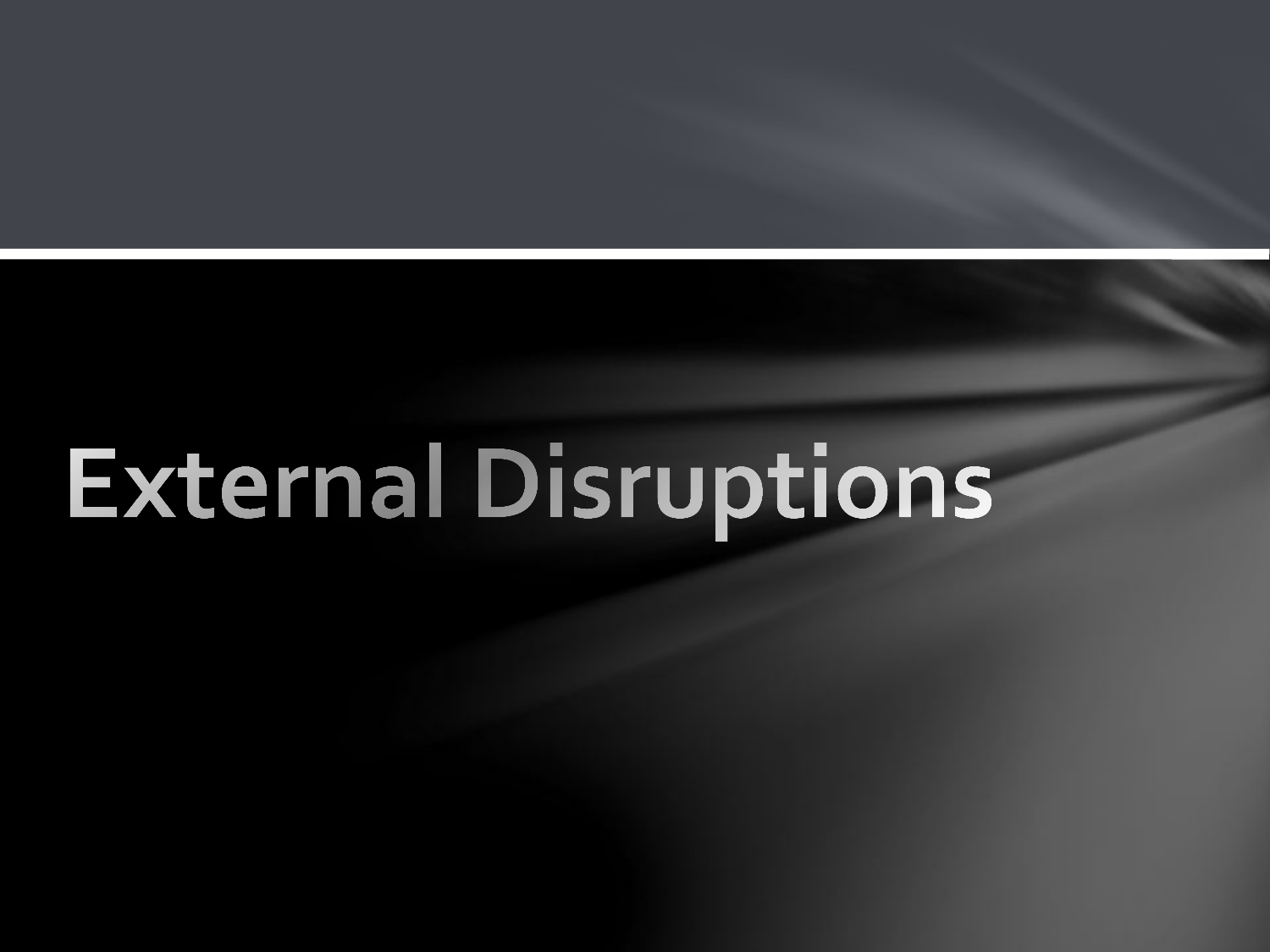# External Disruptions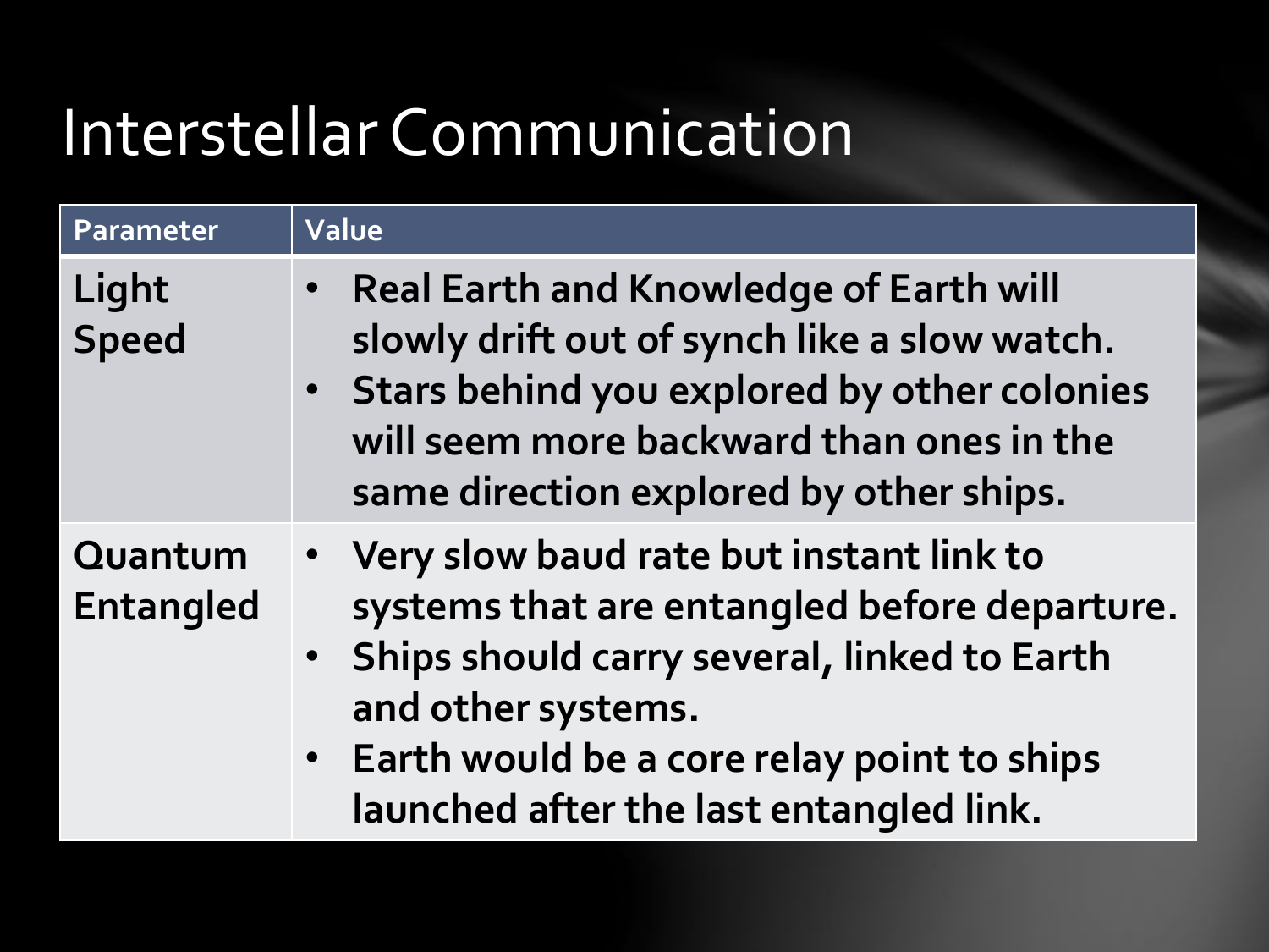# Interstellar Communication

| Parameter | Value |
|---|---|
| **Light Speed** | • **Real Earth and Knowledge of Earth will slowly drift out of synch like a slow watch.**<br>• **Stars behind you explored by other colonies will seem more backward than ones in the same direction explored by other ships.** |
| **Quantum Entangled** | • **Very slow baud rate but instant link to systems that are entangled before departure.**<br>• **Ships should carry several, linked to Earth and other systems.**<br>• **Earth would be a core relay point to ships launched after the last entangled link.** |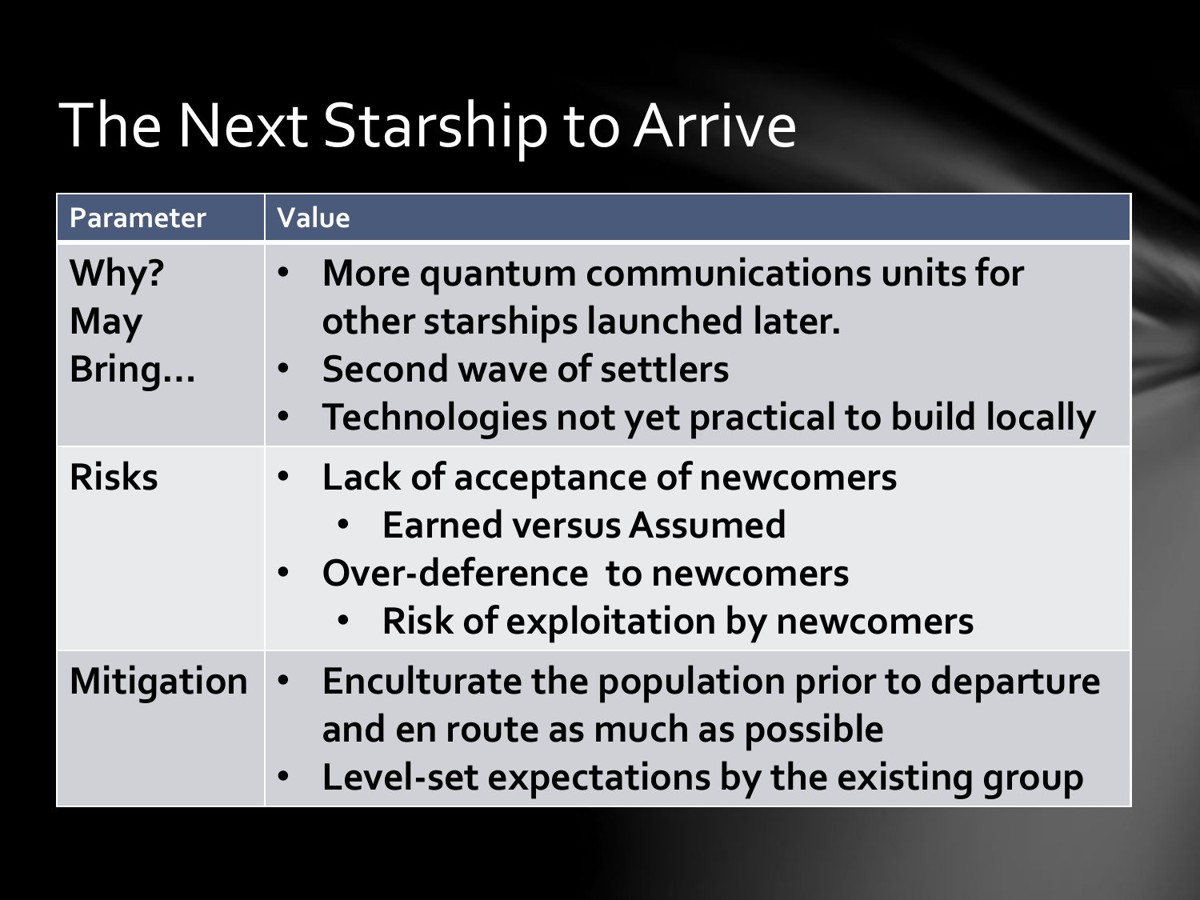# The Next Starship to Arrive

| Parameter | Value |
|---|---|
| **Why? May Bring…** | • **More quantum communications units for other starships launched later.**<br>• **Second wave of settlers**<br>• **Technologies not yet practical to build locally** |
| **Risks** | • **Lack of acceptance of newcomers**<br>  • **Earned versus Assumed**<br>• **Over-deference to newcomers**<br>  • **Risk of exploitation by newcomers** |
| **Mitigation** | • **Enculturate the population prior to departure and en route as much as possible**<br>• **Level-set expectations by the existing group** |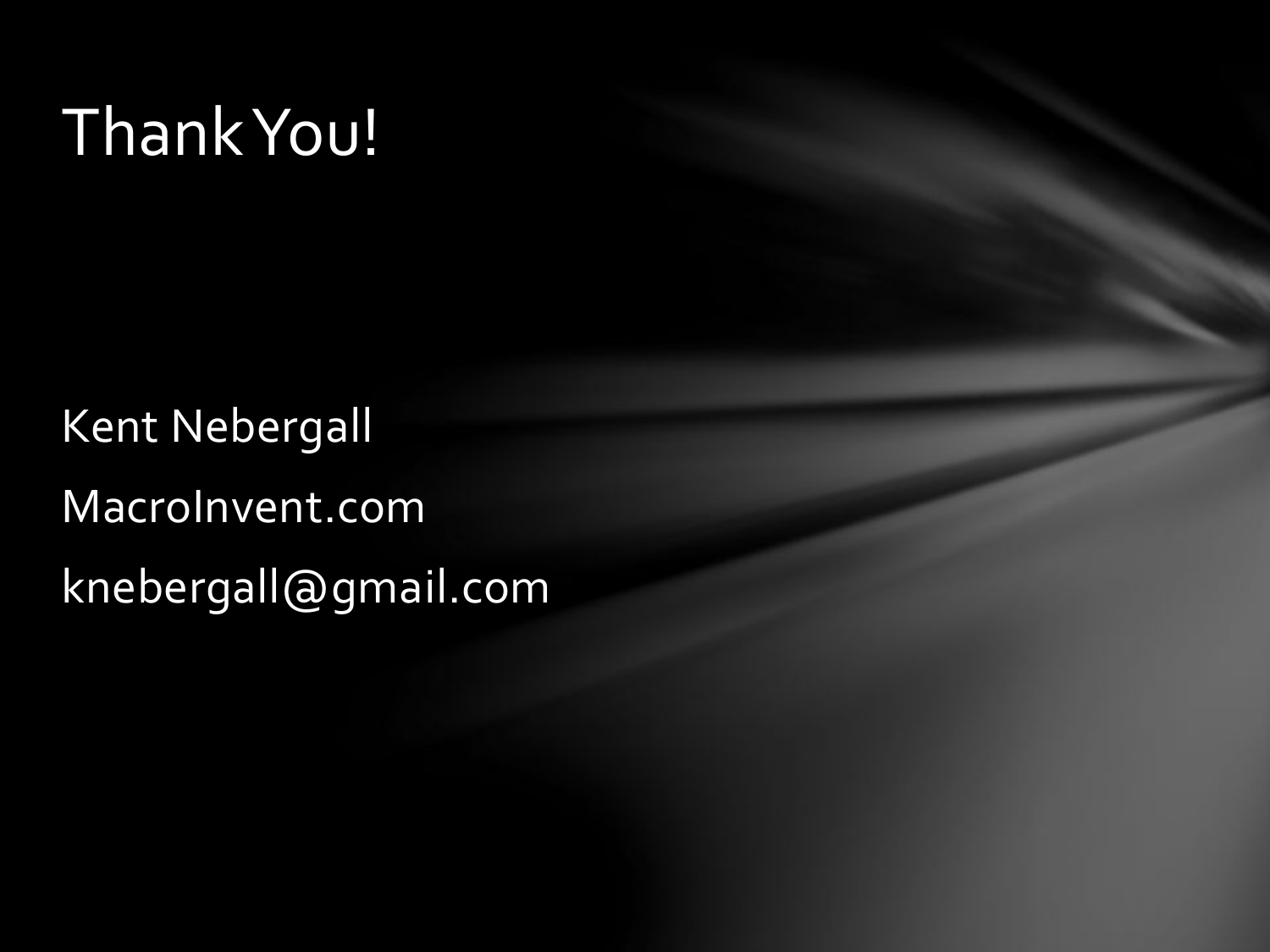# Thank You!

Kent Nebergall

MacroInvent.com

knebergall@gmail.com